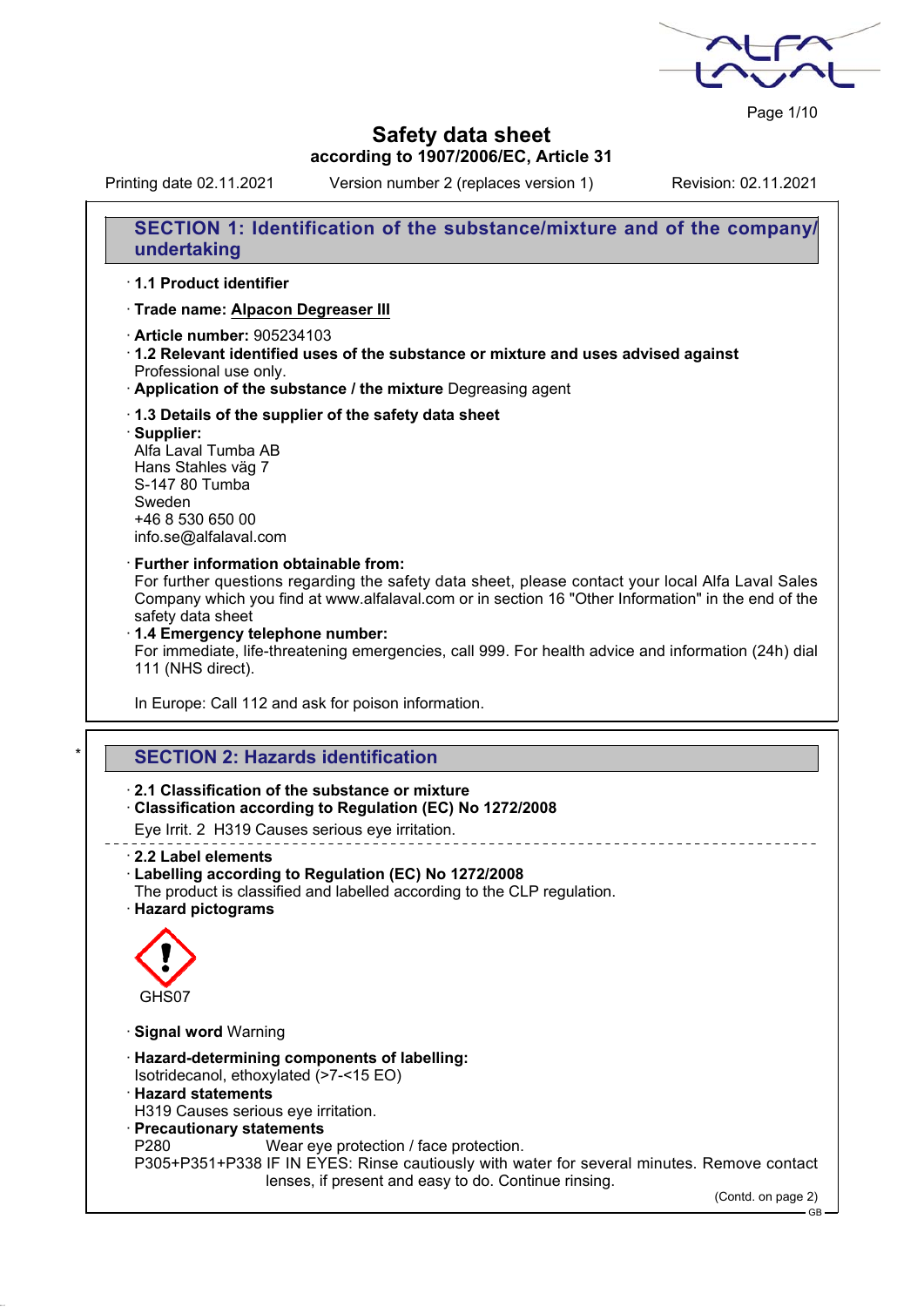# Safety data sheet

**according to 1907/2006/EC, Article 31**

Printing date 02.11.2021 Version number 2 (replaces version 1) Revision: 02.11.2021

## SECTION 1: Identification of the substance/mixture and of the company/undertaking

· **1.1 Product identifier**

· **Trade name: Alpacon Degreaser III**

· **Article number:** 905234103

· **1.2 Relevant identified uses of the substance or mixture and uses advised against**
Professional use only.

· **Application of the substance / the mixture** Degreasing agent

· **1.3 Details of the supplier of the safety data sheet**

· **Supplier:**
Alfa Laval Tumba AB
Hans Stahles väg 7
S-147 80 Tumba
Sweden
+46 8 530 650 00
info.se@alfalaval.com

· **Further information obtainable from:**
For further questions regarding the safety data sheet, please contact your local Alfa Laval Sales Company which you find at www.alfalaval.com or in section 16 "Other Information" in the end of the safety data sheet

· **1.4 Emergency telephone number:**
For immediate, life-threatening emergencies, call 999. For health advice and information (24h) dial 111 (NHS direct).

In Europe: Call 112 and ask for poison information.

## * SECTION 2: Hazards identification

· **2.1 Classification of the substance or mixture**

· **Classification according to Regulation (EC) No 1272/2008**

Eye Irrit. 2 H319 Causes serious eye irritation.

· **2.2 Label elements**

· **Labelling according to Regulation (EC) No 1272/2008**
The product is classified and labelled according to the CLP regulation.

· **Hazard pictograms**

GHS07

· **Signal word** Warning

· **Hazard-determining components of labelling:**
Isotridecanol, ethoxylated (>7-<15 EO)

· **Hazard statements**
H319 Causes serious eye irritation.

· **Precautionary statements**
P280 Wear eye protection / face protection.
P305+P351+P338 IF IN EYES: Rinse cautiously with water for several minutes. Remove contact lenses, if present and easy to do. Continue rinsing.

(Contd. on page 2)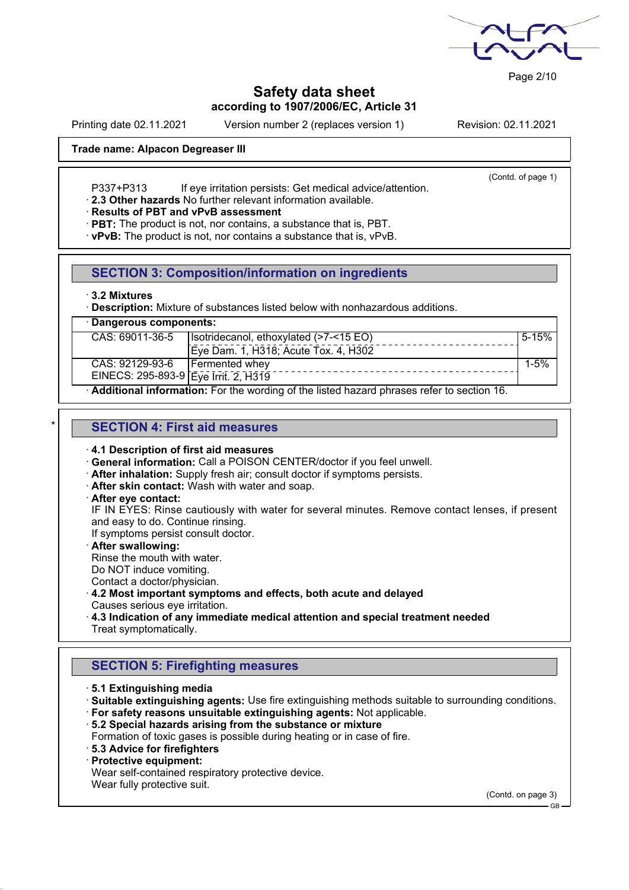**Trade name: Alpacon Degreaser III**

(Contd. of page 1)

P337+P313 If eye irritation persists: Get medical advice/attention.

· **2.3 Other hazards** No further relevant information available.
· **Results of PBT and vPvB assessment**
· **PBT:** The product is not, nor contains, a substance that is, PBT.
· **vPvB:** The product is not, nor contains a substance that is, vPvB.

## SECTION 3: Composition/information on ingredients

· **3.2 Mixtures**
· **Description:** Mixture of substances listed below with nonhazardous additions.

| · **Dangerous components:** | | |
|---|---|---|
| CAS: 69011-36-5 | Isotridecanol, ethoxylated (>7-<15 EO)<br>Eye Dam. 1, H318; Acute Tox. 4, H302 | 5-15% |
| CAS: 92129-93-6<br>EINECS: 295-893-9 | Fermented whey<br>Eye Irrit. 2, H319 | 1-5% |

· **Additional information:** For the wording of the listed hazard phrases refer to section 16.

## * SECTION 4: First aid measures

· **4.1 Description of first aid measures**
· **General information:** Call a POISON CENTER/doctor if you feel unwell.
· **After inhalation:** Supply fresh air; consult doctor if symptoms persists.
· **After skin contact:** Wash with water and soap.
· **After eye contact:**
IF IN EYES: Rinse cautiously with water for several minutes. Remove contact lenses, if present and easy to do. Continue rinsing.
If symptoms persist consult doctor.
· **After swallowing:**
Rinse the mouth with water.
Do NOT induce vomiting.
Contact a doctor/physician.
· **4.2 Most important symptoms and effects, both acute and delayed**
Causes serious eye irritation.
· **4.3 Indication of any immediate medical attention and special treatment needed**
Treat symptomatically.

## SECTION 5: Firefighting measures

· **5.1 Extinguishing media**
· **Suitable extinguishing agents:** Use fire extinguishing methods suitable to surrounding conditions.
· **For safety reasons unsuitable extinguishing agents:** Not applicable.
· **5.2 Special hazards arising from the substance or mixture**
Formation of toxic gases is possible during heating or in case of fire.
· **5.3 Advice for firefighters**
· **Protective equipment:**
Wear self-contained respiratory protective device.
Wear fully protective suit.

(Contd. on page 3)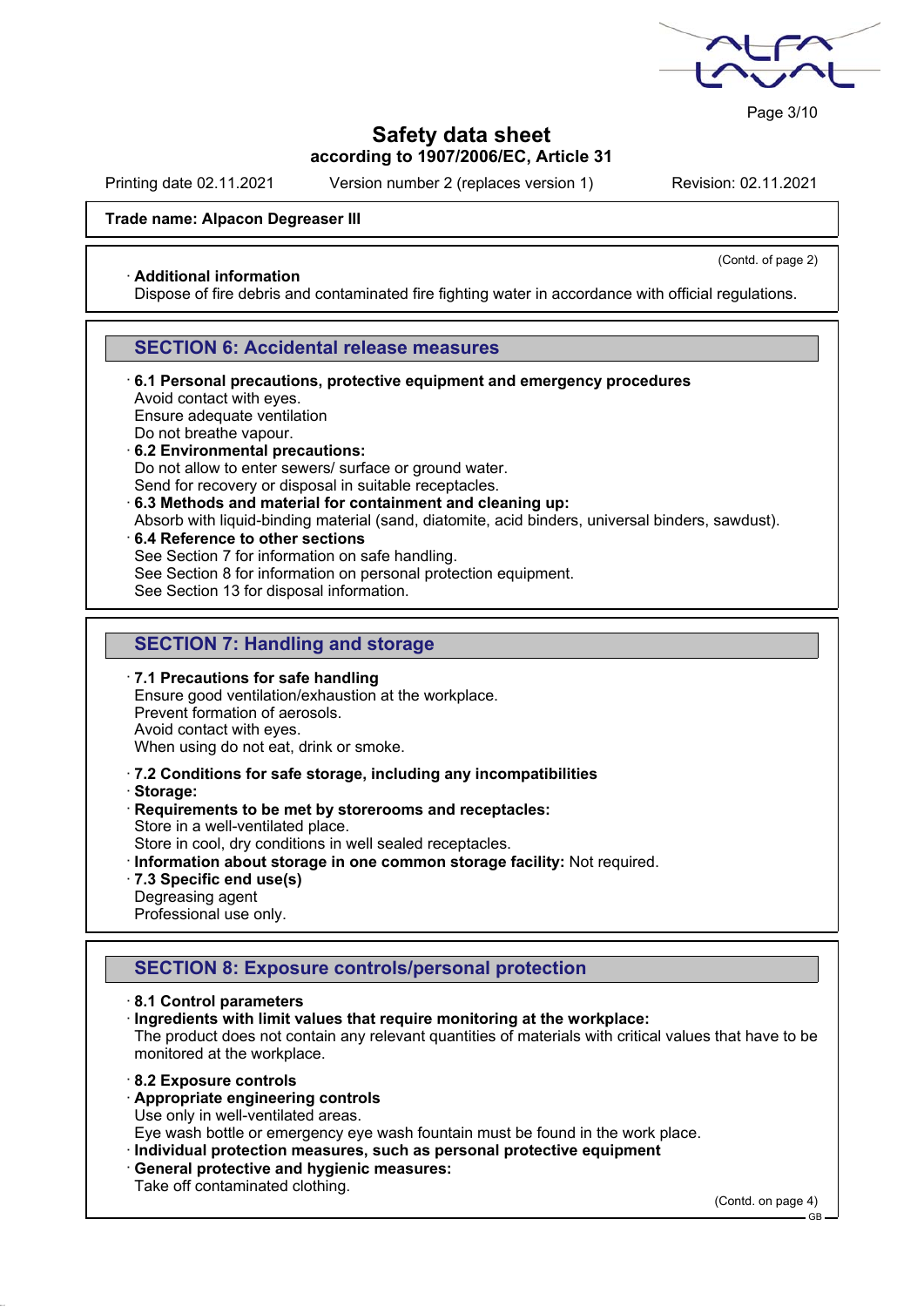**Trade name: Alpacon Degreaser III**

(Contd. of page 2)

· **Additional information**
Dispose of fire debris and contaminated fire fighting water in accordance with official regulations.

## SECTION 6: Accidental release measures

· **6.1 Personal precautions, protective equipment and emergency procedures**
Avoid contact with eyes.
Ensure adequate ventilation
Do not breathe vapour.
· **6.2 Environmental precautions:**
Do not allow to enter sewers/ surface or ground water.
Send for recovery or disposal in suitable receptacles.
· **6.3 Methods and material for containment and cleaning up:**
Absorb with liquid-binding material (sand, diatomite, acid binders, universal binders, sawdust).
· **6.4 Reference to other sections**
See Section 7 for information on safe handling.
See Section 8 for information on personal protection equipment.
See Section 13 for disposal information.

## SECTION 7: Handling and storage

· **7.1 Precautions for safe handling**
Ensure good ventilation/exhaustion at the workplace.
Prevent formation of aerosols.
Avoid contact with eyes.
When using do not eat, drink or smoke.

· **7.2 Conditions for safe storage, including any incompatibilities**
· **Storage:**
· **Requirements to be met by storerooms and receptacles:**
Store in a well-ventilated place.
Store in cool, dry conditions in well sealed receptacles.
· **Information about storage in one common storage facility:** Not required.
· **7.3 Specific end use(s)**
Degreasing agent
Professional use only.

## SECTION 8: Exposure controls/personal protection

· **8.1 Control parameters**
· **Ingredients with limit values that require monitoring at the workplace:**
The product does not contain any relevant quantities of materials with critical values that have to be monitored at the workplace.

· **8.2 Exposure controls**
· **Appropriate engineering controls**
Use only in well-ventilated areas.
Eye wash bottle or emergency eye wash fountain must be found in the work place.
· **Individual protection measures, such as personal protective equipment**
· **General protective and hygienic measures:**
Take off contaminated clothing.

(Contd. on page 4)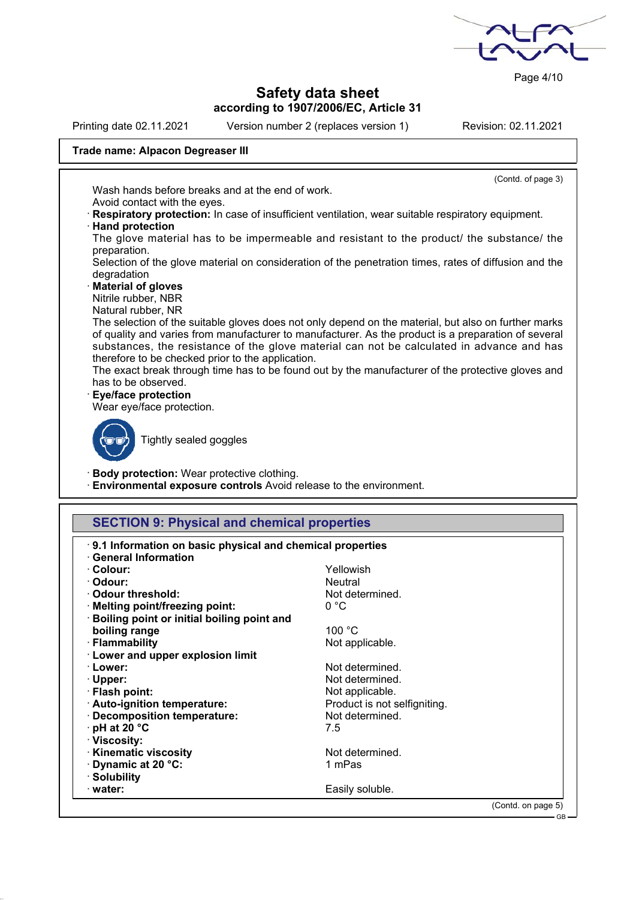Printing date 02.11.2021 Version number 2 (replaces version 1) Revision: 02.11.2021

**Trade name: Alpacon Degreaser III**

(Contd. of page 3)

Wash hands before breaks and at the end of work.
Avoid contact with the eyes.

· **Respiratory protection:** In case of insufficient ventilation, wear suitable respiratory equipment.

· **Hand protection**
The glove material has to be impermeable and resistant to the product/ the substance/ the preparation.
Selection of the glove material on consideration of the penetration times, rates of diffusion and the degradation

· **Material of gloves**
Nitrile rubber, NBR
Natural rubber, NR
The selection of the suitable gloves does not only depend on the material, but also on further marks of quality and varies from manufacturer to manufacturer. As the product is a preparation of several substances, the resistance of the glove material can not be calculated in advance and has therefore to be checked prior to the application.
The exact break through time has to be found out by the manufacturer of the protective gloves and has to be observed.

· **Eye/face protection**
Wear eye/face protection.

Tightly sealed goggles

· **Body protection:** Wear protective clothing.
· **Environmental exposure controls** Avoid release to the environment.

## SECTION 9: Physical and chemical properties

· **9.1 Information on basic physical and chemical properties**
· **General Information**

| | |
|---|---|
| · **Colour:** | Yellowish |
| · **Odour:** | Neutral |
| · **Odour threshold:** | Not determined. |
| · **Melting point/freezing point:** | 0 °C |
| · **Boiling point or initial boiling point and boiling range** | 100 °C |
| · **Flammability** | Not applicable. |
| · **Lower and upper explosion limit** | |
| · **Lower:** | Not determined. |
| · **Upper:** | Not determined. |
| · **Flash point:** | Not applicable. |
| · **Auto-ignition temperature:** | Product is not selfigniting. |
| · **Decomposition temperature:** | Not determined. |
| · **pH at 20 °C** | 7.5 |
| · **Viscosity:** | |
| · **Kinematic viscosity** | Not determined. |
| · **Dynamic at 20 °C:** | 1 mPas |
| · **Solubility** | |
| · **water:** | Easily soluble. |

(Contd. on page 5)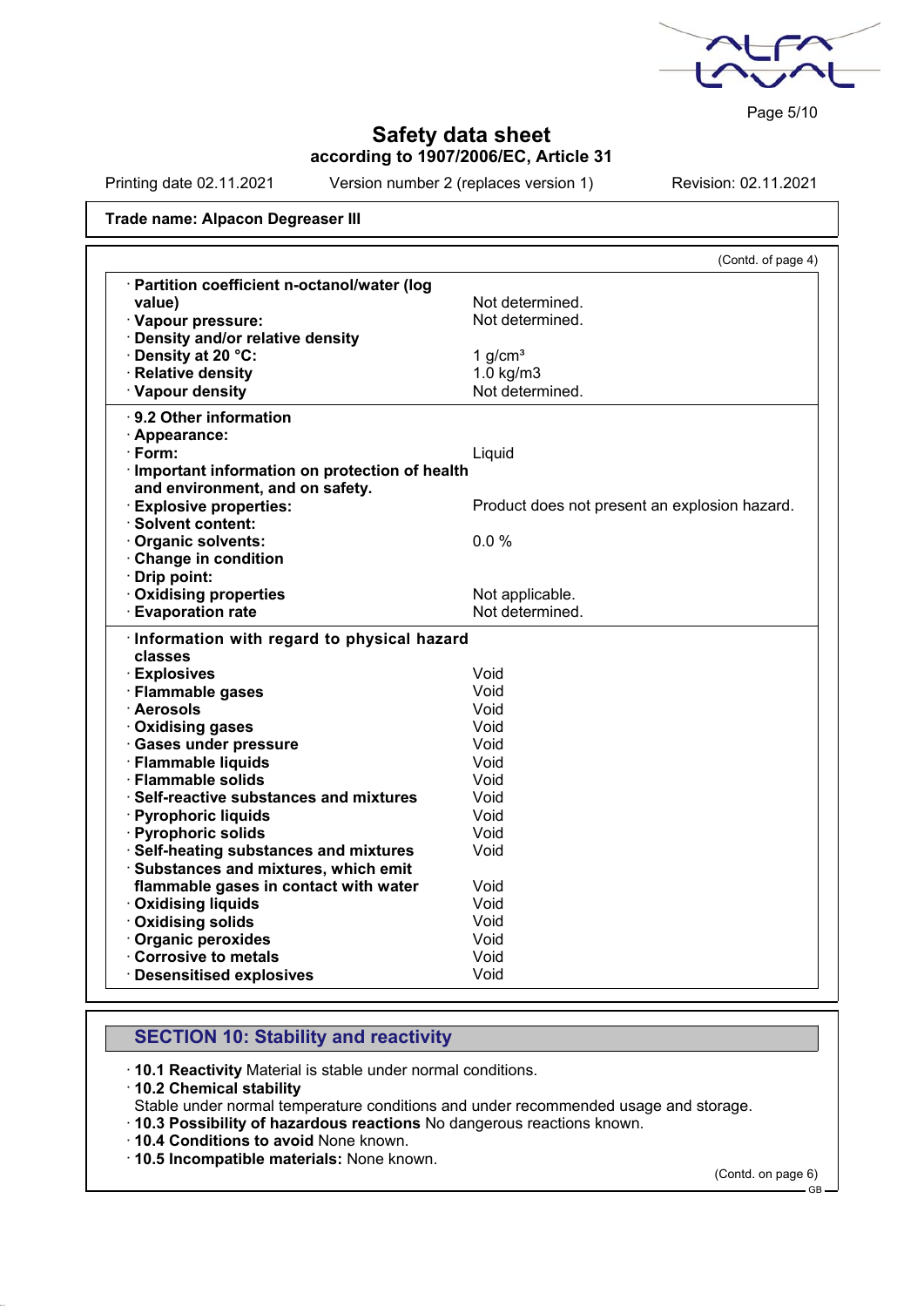Safety data sheet
according to 1907/2006/EC, Article 31

Printing date 02.11.2021 Version number 2 (replaces version 1) Revision: 02.11.2021

**Trade name: Alpacon Degreaser III**

(Contd. of page 4)

| | |
|---|---|
| · **Partition coefficient n-octanol/water (log value)** | Not determined. |
| · **Vapour pressure:** | Not determined. |
| · **Density and/or relative density** | |
| · **Density at 20 °C:** | 1 g/cm³ |
| · **Relative density** | 1.0 kg/m3 |
| · **Vapour density** | Not determined. |
| · **9.2 Other information** | |
| · **Appearance:** | |
| · **Form:** | Liquid |
| · **Important information on protection of health and environment, and on safety.** | |
| · **Explosive properties:** | Product does not present an explosion hazard. |
| · **Solvent content:** | |
| · **Organic solvents:** | 0.0 % |
| · **Change in condition** | |
| · **Drip point:** | |
| · **Oxidising properties** | Not applicable. |
| · **Evaporation rate** | Not determined. |
| · **Information with regard to physical hazard classes** | |
| · **Explosives** | Void |
| · **Flammable gases** | Void |
| · **Aerosols** | Void |
| · **Oxidising gases** | Void |
| · **Gases under pressure** | Void |
| · **Flammable liquids** | Void |
| · **Flammable solids** | Void |
| · **Self-reactive substances and mixtures** | Void |
| · **Pyrophoric liquids** | Void |
| · **Pyrophoric solids** | Void |
| · **Self-heating substances and mixtures** | Void |
| · **Substances and mixtures, which emit flammable gases in contact with water** | Void |
| · **Oxidising liquids** | Void |
| · **Oxidising solids** | Void |
| · **Organic peroxides** | Void |
| · **Corrosive to metals** | Void |
| · **Desensitised explosives** | Void |

## SECTION 10: Stability and reactivity

· **10.1 Reactivity** Material is stable under normal conditions.
· **10.2 Chemical stability**
Stable under normal temperature conditions and under recommended usage and storage.
· **10.3 Possibility of hazardous reactions** No dangerous reactions known.
· **10.4 Conditions to avoid** None known.
· **10.5 Incompatible materials:** None known.

(Contd. on page 6)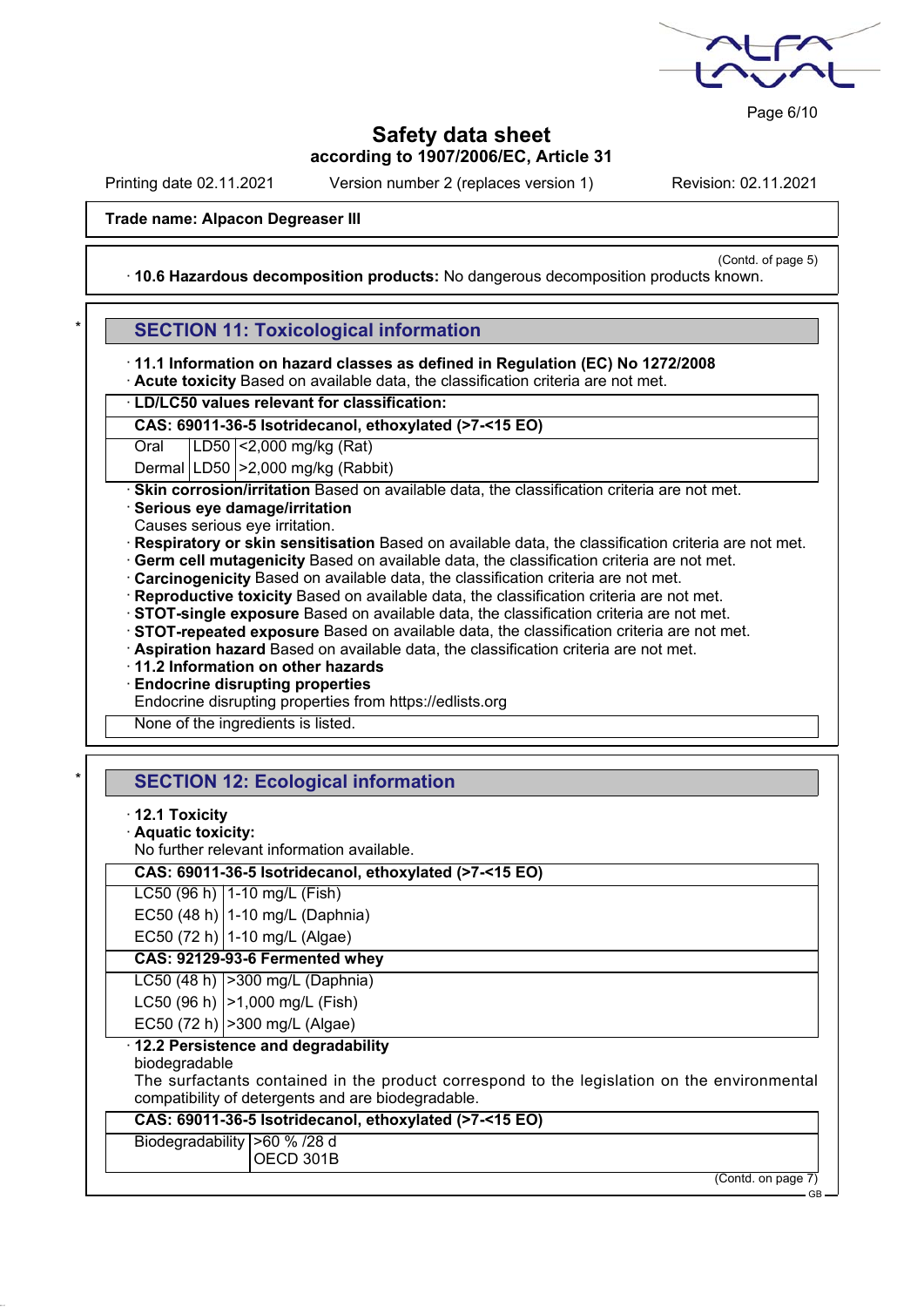Trade name: Alpacon Degreaser III

(Contd. of page 5)

· **10.6 Hazardous decomposition products:** No dangerous decomposition products known.

## SECTION 11: Toxicological information

· **11.1 Information on hazard classes as defined in Regulation (EC) No 1272/2008**
· **Acute toxicity** Based on available data, the classification criteria are not met.

| · LD/LC50 values relevant for classification: | | |
|---|---|---|
| **CAS: 69011-36-5 Isotridecanol, ethoxylated (>7-<15 EO)** | | |
| Oral | LD50 | <2,000 mg/kg (Rat) |
| Dermal | LD50 | >2,000 mg/kg (Rabbit) |

· **Skin corrosion/irritation** Based on available data, the classification criteria are not met.
· **Serious eye damage/irritation**
Causes serious eye irritation.
· **Respiratory or skin sensitisation** Based on available data, the classification criteria are not met.
· **Germ cell mutagenicity** Based on available data, the classification criteria are not met.
· **Carcinogenicity** Based on available data, the classification criteria are not met.
· **Reproductive toxicity** Based on available data, the classification criteria are not met.
· **STOT-single exposure** Based on available data, the classification criteria are not met.
· **STOT-repeated exposure** Based on available data, the classification criteria are not met.
· **Aspiration hazard** Based on available data, the classification criteria are not met.
· **11.2 Information on other hazards**
· **Endocrine disrupting properties**
Endocrine disrupting properties from https://edlists.org

None of the ingredients is listed.

## SECTION 12: Ecological information

· **12.1 Toxicity**
· **Aquatic toxicity:**
No further relevant information available.

| **CAS: 69011-36-5 Isotridecanol, ethoxylated (>7-<15 EO)** | |
|---|---|
| LC50 (96 h) | 1-10 mg/L (Fish) |
| EC50 (48 h) | 1-10 mg/L (Daphnia) |
| EC50 (72 h) | 1-10 mg/L (Algae) |
| **CAS: 92129-93-6 Fermented whey** | |
| LC50 (48 h) | >300 mg/L (Daphnia) |
| LC50 (96 h) | >1,000 mg/L (Fish) |
| EC50 (72 h) | >300 mg/L (Algae) |

· **12.2 Persistence and degradability**
biodegradable
The surfactants contained in the product correspond to the legislation on the environmental compatibility of detergents and are biodegradable.

| **CAS: 69011-36-5 Isotridecanol, ethoxylated (>7-<15 EO)** | |
|---|---|
| Biodegradability | >60 % /28 d<br>OECD 301B |

(Contd. on page 7)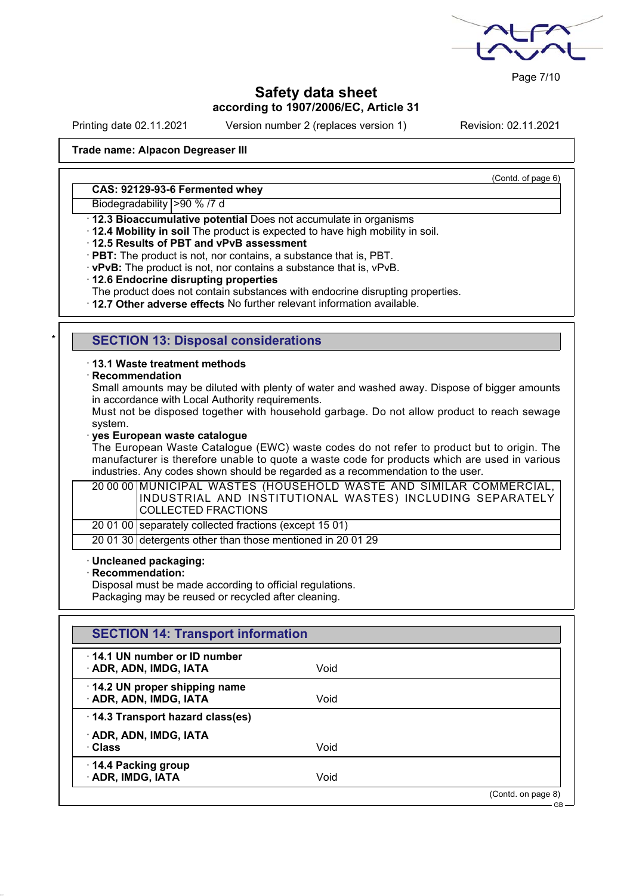**Safety data sheet**
**according to 1907/2006/EC, Article 31**

Printing date 02.11.2021 Version number 2 (replaces version 1) Revision: 02.11.2021

**Trade name: Alpacon Degreaser III**

(Contd. of page 6)

| CAS: 92129-93-6 Fermented whey | |
|---|---|
| Biodegradability | >90 % /7 d |

· **12.3 Bioaccumulative potential** Does not accumulate in organisms
· **12.4 Mobility in soil** The product is expected to have high mobility in soil.
· **12.5 Results of PBT and vPvB assessment**
· **PBT:** The product is not, nor contains, a substance that is, PBT.
· **vPvB:** The product is not, nor contains a substance that is, vPvB.
· **12.6 Endocrine disrupting properties**
The product does not contain substances with endocrine disrupting properties.
· **12.7 Other adverse effects** No further relevant information available.

## SECTION 13: Disposal considerations

· **13.1 Waste treatment methods**
· **Recommendation**
Small amounts may be diluted with plenty of water and washed away. Dispose of bigger amounts in accordance with Local Authority requirements.
Must not be disposed together with household garbage. Do not allow product to reach sewage system.
· **yes European waste catalogue**
The European Waste Catalogue (EWC) waste codes do not refer to product but to origin. The manufacturer is therefore unable to quote a waste code for products which are used in various industries. Any codes shown should be regarded as a recommendation to the user.

| | |
|---|---|
| 20 00 00 | MUNICIPAL WASTES (HOUSEHOLD WASTE AND SIMILAR COMMERCIAL, INDUSTRIAL AND INSTITUTIONAL WASTES) INCLUDING SEPARATELY COLLECTED FRACTIONS |
| 20 01 00 | separately collected fractions (except 15 01) |
| 20 01 30 | detergents other than those mentioned in 20 01 29 |

· **Uncleaned packaging:**
· **Recommendation:**
Disposal must be made according to official regulations.
Packaging may be reused or recycled after cleaning.

## SECTION 14: Transport information

| | |
|---|---|
| · **14.1 UN number or ID number**<br>· **ADR, ADN, IMDG, IATA** | Void |
| · **14.2 UN proper shipping name**<br>· **ADR, ADN, IMDG, IATA** | Void |
| · **14.3 Transport hazard class(es)**<br>· **ADR, ADN, IMDG, IATA**<br>· **Class** | Void |
| · **14.4 Packing group**<br>· **ADR, IMDG, IATA** | Void |

(Contd. on page 8)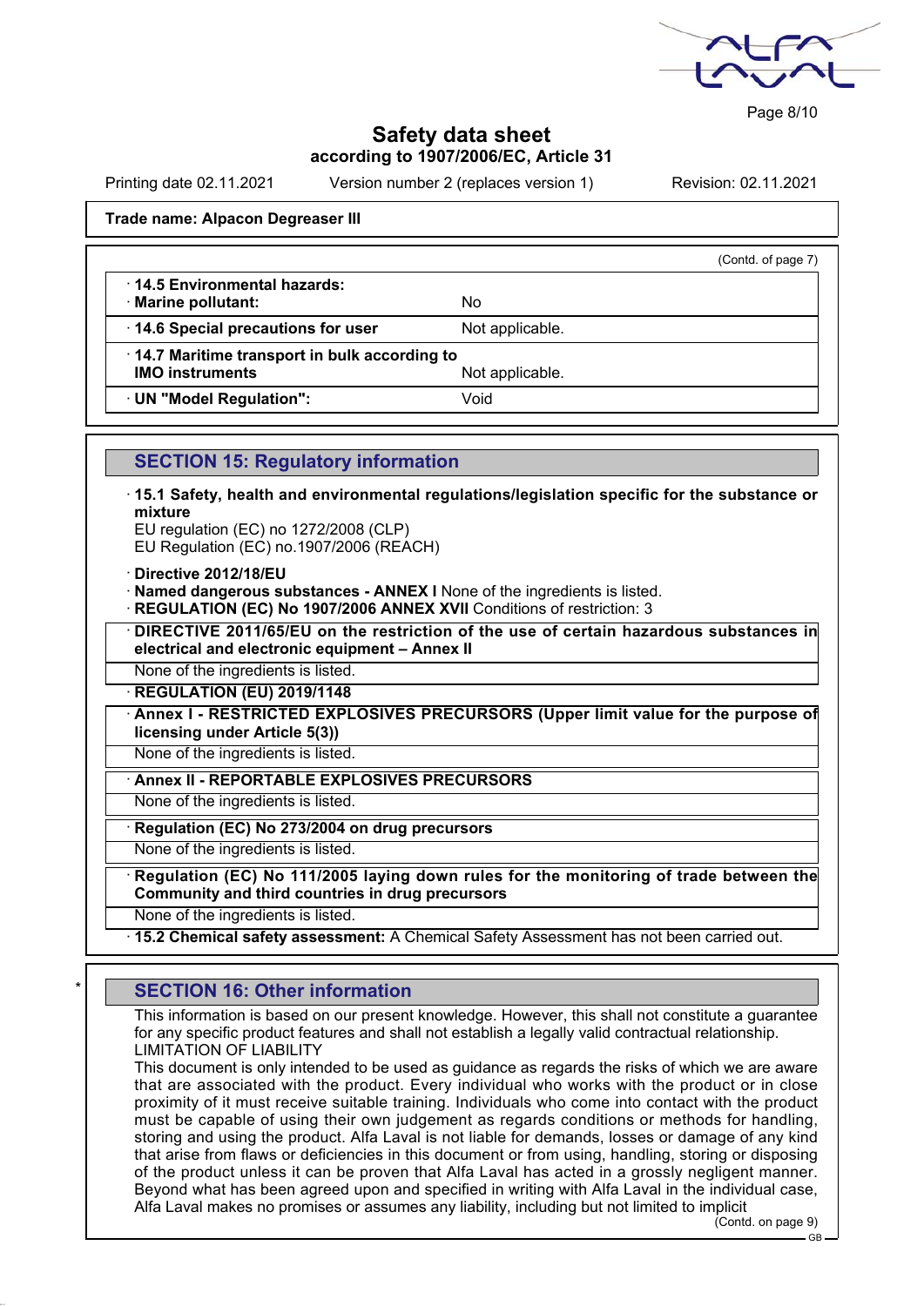Printing date 02.11.2021 Version number 2 (replaces version 1) Revision: 02.11.2021

**Trade name: Alpacon Degreaser III**

(Contd. of page 7)

| | |
|---|---|
| · **14.5 Environmental hazards:** · **Marine pollutant:** | No |
| · **14.6 Special precautions for user** | Not applicable. |
| · **14.7 Maritime transport in bulk according to IMO instruments** | Not applicable. |
| · **UN "Model Regulation":** | Void |

## SECTION 15: Regulatory information

· **15.1 Safety, health and environmental regulations/legislation specific for the substance or mixture**
EU regulation (EC) no 1272/2008 (CLP)
EU Regulation (EC) no.1907/2006 (REACH)

· **Directive 2012/18/EU**
· **Named dangerous substances - ANNEX I** None of the ingredients is listed.
· **REGULATION (EC) No 1907/2006 ANNEX XVII** Conditions of restriction: 3

· **DIRECTIVE 2011/65/EU on the restriction of the use of certain hazardous substances in electrical and electronic equipment – Annex II**
None of the ingredients is listed.

· **REGULATION (EU) 2019/1148**

· **Annex I - RESTRICTED EXPLOSIVES PRECURSORS (Upper limit value for the purpose of licensing under Article 5(3))**
None of the ingredients is listed.

· **Annex II - REPORTABLE EXPLOSIVES PRECURSORS**
None of the ingredients is listed.

· **Regulation (EC) No 273/2004 on drug precursors**
None of the ingredients is listed.

· **Regulation (EC) No 111/2005 laying down rules for the monitoring of trade between the Community and third countries in drug precursors**
None of the ingredients is listed.

· **15.2 Chemical safety assessment:** A Chemical Safety Assessment has not been carried out.

## SECTION 16: Other information

This information is based on our present knowledge. However, this shall not constitute a guarantee for any specific product features and shall not establish a legally valid contractual relationship.
LIMITATION OF LIABILITY
This document is only intended to be used as guidance as regards the risks of which we are aware that are associated with the product. Every individual who works with the product or in close proximity of it must receive suitable training. Individuals who come into contact with the product must be capable of using their own judgement as regards conditions or methods for handling, storing and using the product. Alfa Laval is not liable for demands, losses or damage of any kind that arise from flaws or deficiencies in this document or from using, handling, storing or disposing of the product unless it can be proven that Alfa Laval has acted in a grossly negligent manner. Beyond what has been agreed upon and specified in writing with Alfa Laval in the individual case, Alfa Laval makes no promises or assumes any liability, including but not limited to implicit

(Contd. on page 9)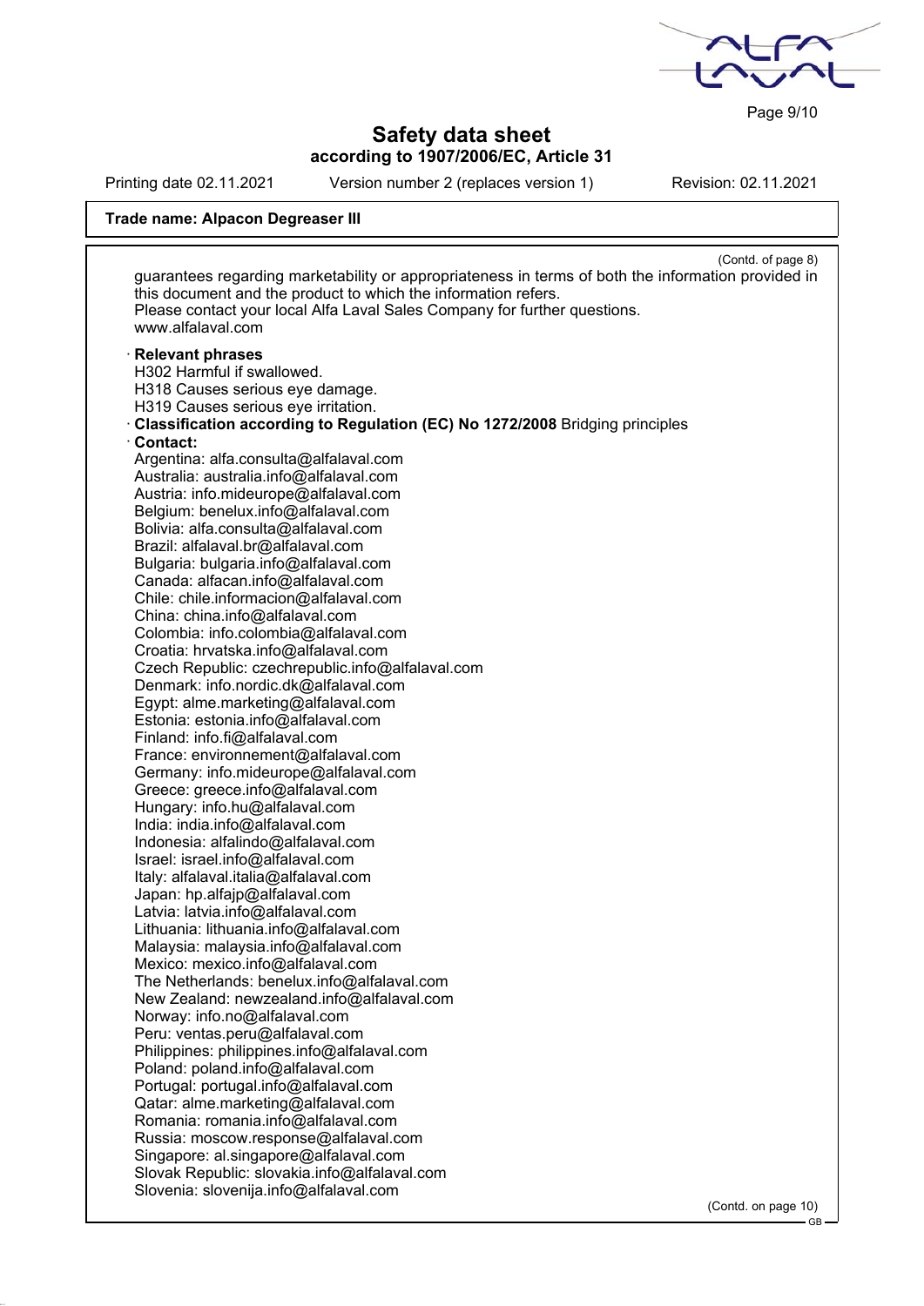**Safety data sheet**
**according to 1907/2006/EC, Article 31**

Printing date 02.11.2021 Version number 2 (replaces version 1) Revision: 02.11.2021

**Trade name: Alpacon Degreaser III**

(Contd. of page 8)

guarantees regarding marketability or appropriateness in terms of both the information provided in this document and the product to which the information refers.
Please contact your local Alfa Laval Sales Company for further questions.
www.alfalaval.com

· **Relevant phrases**
H302 Harmful if swallowed.
H318 Causes serious eye damage.
H319 Causes serious eye irritation.
· **Classification according to Regulation (EC) No 1272/2008** Bridging principles
· **Contact:**
Argentina: alfa.consulta@alfalaval.com
Australia: australia.info@alfalaval.com
Austria: info.mideurope@alfalaval.com
Belgium: benelux.info@alfalaval.com
Bolivia: alfa.consulta@alfalaval.com
Brazil: alfalaval.br@alfalaval.com
Bulgaria: bulgaria.info@alfalaval.com
Canada: alfacan.info@alfalaval.com
Chile: chile.informacion@alfalaval.com
China: china.info@alfalaval.com
Colombia: info.colombia@alfalaval.com
Croatia: hrvatska.info@alfalaval.com
Czech Republic: czechrepublic.info@alfalaval.com
Denmark: info.nordic.dk@alfalaval.com
Egypt: alme.marketing@alfalaval.com
Estonia: estonia.info@alfalaval.com
Finland: info.fi@alfalaval.com
France: environnement@alfalaval.com
Germany: info.mideurope@alfalaval.com
Greece: greece.info@alfalaval.com
Hungary: info.hu@alfalaval.com
India: india.info@alfalaval.com
Indonesia: alfalindo@alfalaval.com
Israel: israel.info@alfalaval.com
Italy: alfalaval.italia@alfalaval.com
Japan: hp.alfajp@alfalaval.com
Latvia: latvia.info@alfalaval.com
Lithuania: lithuania.info@alfalaval.com
Malaysia: malaysia.info@alfalaval.com
Mexico: mexico.info@alfalaval.com
The Netherlands: benelux.info@alfalaval.com
New Zealand: newzealand.info@alfalaval.com
Norway: info.no@alfalaval.com
Peru: ventas.peru@alfalaval.com
Philippines: philippines.info@alfalaval.com
Poland: poland.info@alfalaval.com
Portugal: portugal.info@alfalaval.com
Qatar: alme.marketing@alfalaval.com
Romania: romania.info@alfalaval.com
Russia: moscow.response@alfalaval.com
Singapore: al.singapore@alfalaval.com
Slovak Republic: slovakia.info@alfalaval.com
Slovenia: slovenija.info@alfalaval.com

(Contd. on page 10)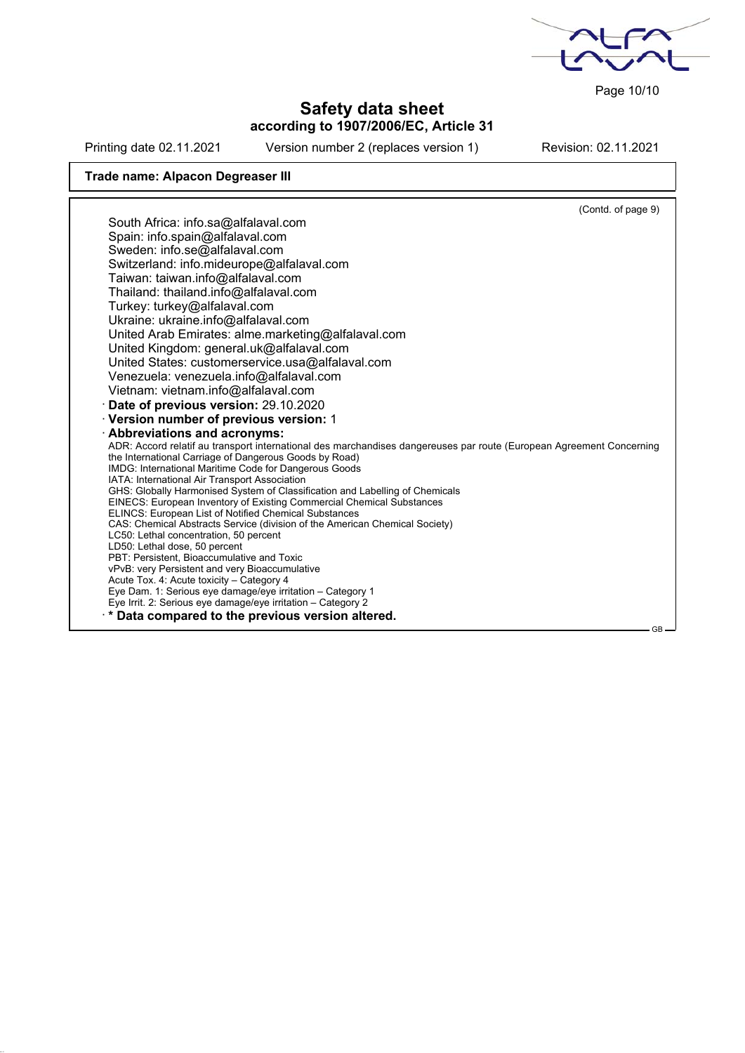(Contd. of page 9)

South Africa: info.sa@alfalaval.com
Spain: info.spain@alfalaval.com
Sweden: info.se@alfalaval.com
Switzerland: info.mideurope@alfalaval.com
Taiwan: taiwan.info@alfalaval.com
Thailand: thailand.info@alfalaval.com
Turkey: turkey@alfalaval.com
Ukraine: ukraine.info@alfalaval.com
United Arab Emirates: alme.marketing@alfalaval.com
United Kingdom: general.uk@alfalaval.com
United States: customerservice.usa@alfalaval.com
Venezuela: venezuela.info@alfalaval.com
Vietnam: vietnam.info@alfalaval.com

· **Date of previous version:** 29.10.2020
· **Version number of previous version:** 1
· **Abbreviations and acronyms:**
ADR: Accord relatif au transport international des marchandises dangereuses par route (European Agreement Concerning the International Carriage of Dangerous Goods by Road)
IMDG: International Maritime Code for Dangerous Goods
IATA: International Air Transport Association
GHS: Globally Harmonised System of Classification and Labelling of Chemicals
EINECS: European Inventory of Existing Commercial Chemical Substances
ELINCS: European List of Notified Chemical Substances
CAS: Chemical Abstracts Service (division of the American Chemical Society)
LC50: Lethal concentration, 50 percent
LD50: Lethal dose, 50 percent
PBT: Persistent, Bioaccumulative and Toxic
vPvB: very Persistent and very Bioaccumulative
Acute Tox. 4: Acute toxicity – Category 4
Eye Dam. 1: Serious eye damage/eye irritation – Category 1
Eye Irrit. 2: Serious eye damage/eye irritation – Category 2
· **\* Data compared to the previous version altered.**

GB